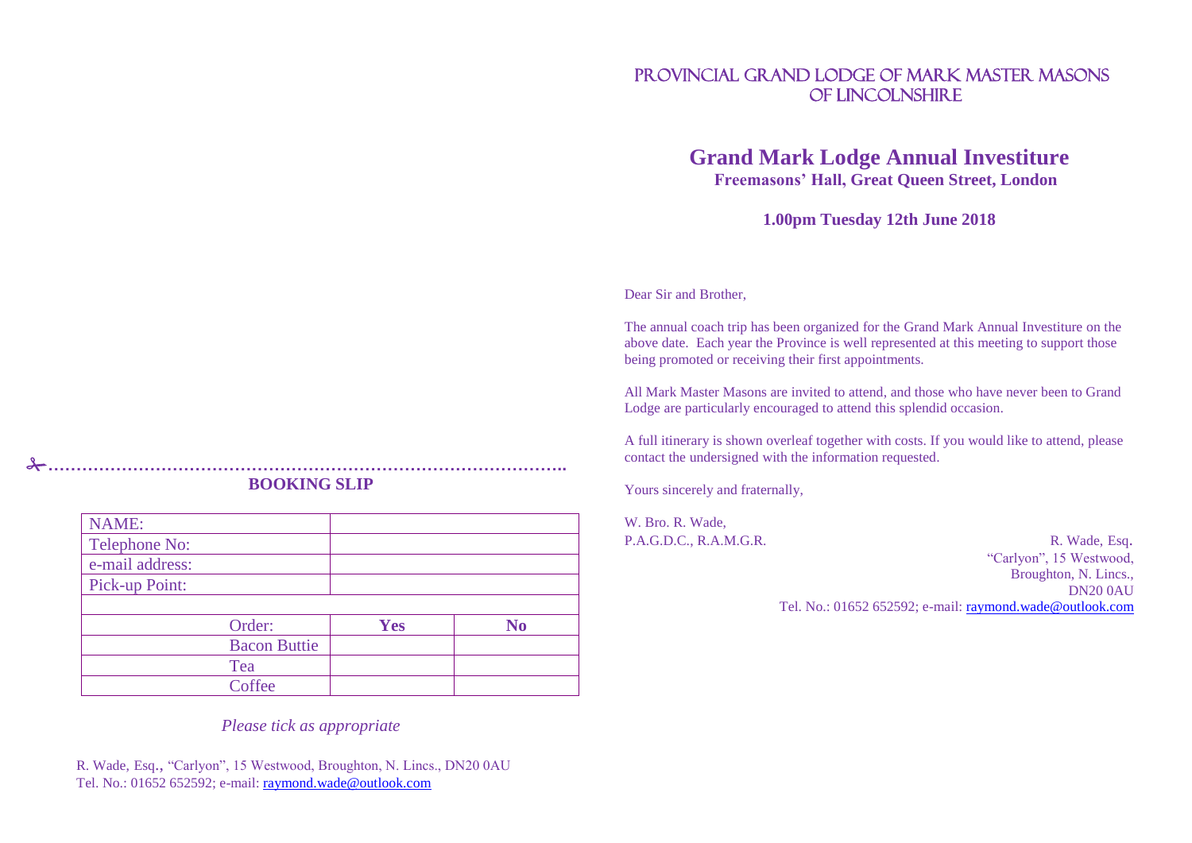# PROVINCIAL GRAND LODGE OF MARK MASTER MASONS OF LINCOLNSHIRE

## Grand Mark Lodge Annual Investiture

**Freemasons' Hall, Great Queen Street, London**

**1.00pm Tuesday 12th June 2018**

Dear Sir and Brother,

The annual coach trip has been organized for the Grand Mark Annual Investiture on the above date. Each year the Province is well represented at this meeting to support those being promoted or receiving their first appointments.

All Mark Master Masons are invited to attend, and those who have never been to Grand Lodge are particularly encouraged to attend this splendid occasion.

A full itinerary is shown overleaf together with costs. If you would like to attend, please contact the undersigned with the information requested.

Yours sincerely and fraternally,

W. Bro. R. Wade,
P.A.G.D.C., R.A.M.G.R.

R. Wade, Esq.
"Carlyon", 15 Westwood,
Broughton, N. Lincs.,
DN20 0AU
Tel. No.: 01652 652592; e-mail: raymond.wade@outlook.com

✂……………………………………………………………………………………..

**BOOKING SLIP**

| NAME: | | |
|---|---|---|
| Telephone No: | | |
| e-mail address: | | |
| Pick-up Point: | | |
| | | |
| Order: | **Yes** | **No** |
| Bacon Buttie | | |
| Tea | | |
| Coffee | | |

*Please tick as appropriate*

R. Wade, Esq., "Carlyon", 15 Westwood, Broughton, N. Lincs., DN20 0AU
Tel. No.: 01652 652592; e-mail: raymond.wade@outlook.com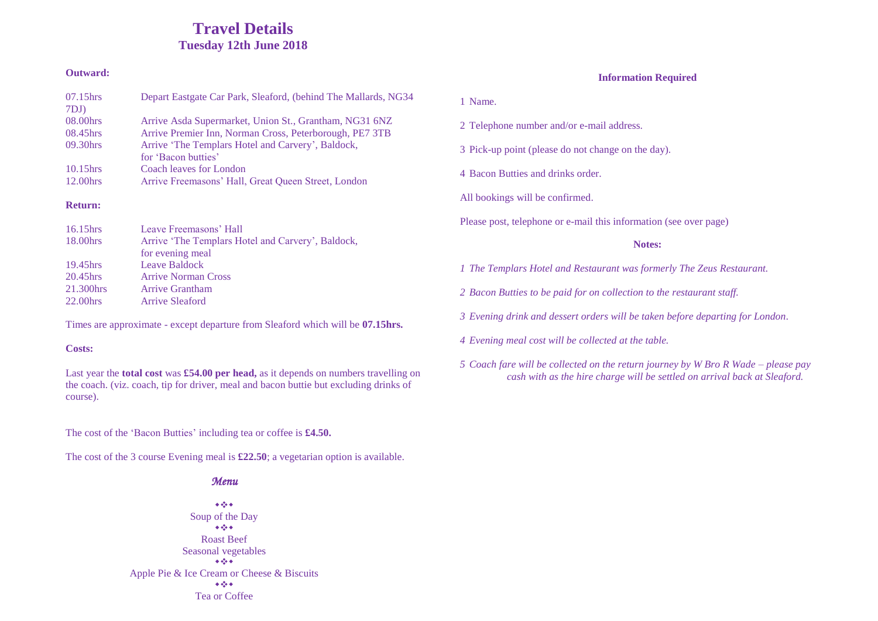# Travel Details

## Tuesday 12th June 2018

**Outward:**

| | |
|---|---|
| 07.15hrs | Depart Eastgate Car Park, Sleaford, (behind The Mallards, NG34 7DJ) |
| 08.00hrs | Arrive Asda Supermarket, Union St., Grantham, NG31 6NZ |
| 08.45hrs | Arrive Premier Inn, Norman Cross, Peterborough, PE7 3TB |
| 09.30hrs | Arrive 'The Templars Hotel and Carvery', Baldock, for 'Bacon butties' |
| 10.15hrs | Coach leaves for London |
| 12.00hrs | Arrive Freemasons' Hall, Great Queen Street, London |

**Return:**

| | |
|---|---|
| 16.15hrs | Leave Freemasons' Hall |
| 18.00hrs | Arrive 'The Templars Hotel and Carvery', Baldock, for evening meal |
| 19.45hrs | Leave Baldock |
| 20.45hrs | Arrive Norman Cross |
| 21.300hrs | Arrive Grantham |
| 22.00hrs | Arrive Sleaford |

Times are approximate - except departure from Sleaford which will be **07.15hrs.**

**Costs:**

Last year the **total cost** was **£54.00 per head,** as it depends on numbers travelling on the coach. (viz. coach, tip for driver, meal and bacon buttie but excluding drinks of course).

The cost of the 'Bacon Butties' including tea or coffee is **£4.50.**

The cost of the 3 course Evening meal is **£22.50**; a vegetarian option is available.

*Menu*

Soup of the Day

Roast Beef
Seasonal vegetables

Apple Pie & Ice Cream or Cheese & Biscuits

Tea or Coffee

**Information Required**

1 Name.

2 Telephone number and/or e-mail address.

3 Pick-up point (please do not change on the day).

4 Bacon Butties and drinks order.

All bookings will be confirmed.

Please post, telephone or e-mail this information (see over page)

**Notes:**

*1 The Templars Hotel and Restaurant was formerly The Zeus Restaurant.*

*2 Bacon Butties to be paid for on collection to the restaurant staff.*

*3 Evening drink and dessert orders will be taken before departing for London.*

*4 Evening meal cost will be collected at the table.*

*5 Coach fare will be collected on the return journey by W Bro R Wade – please pay cash with as the hire charge will be settled on arrival back at Sleaford.*